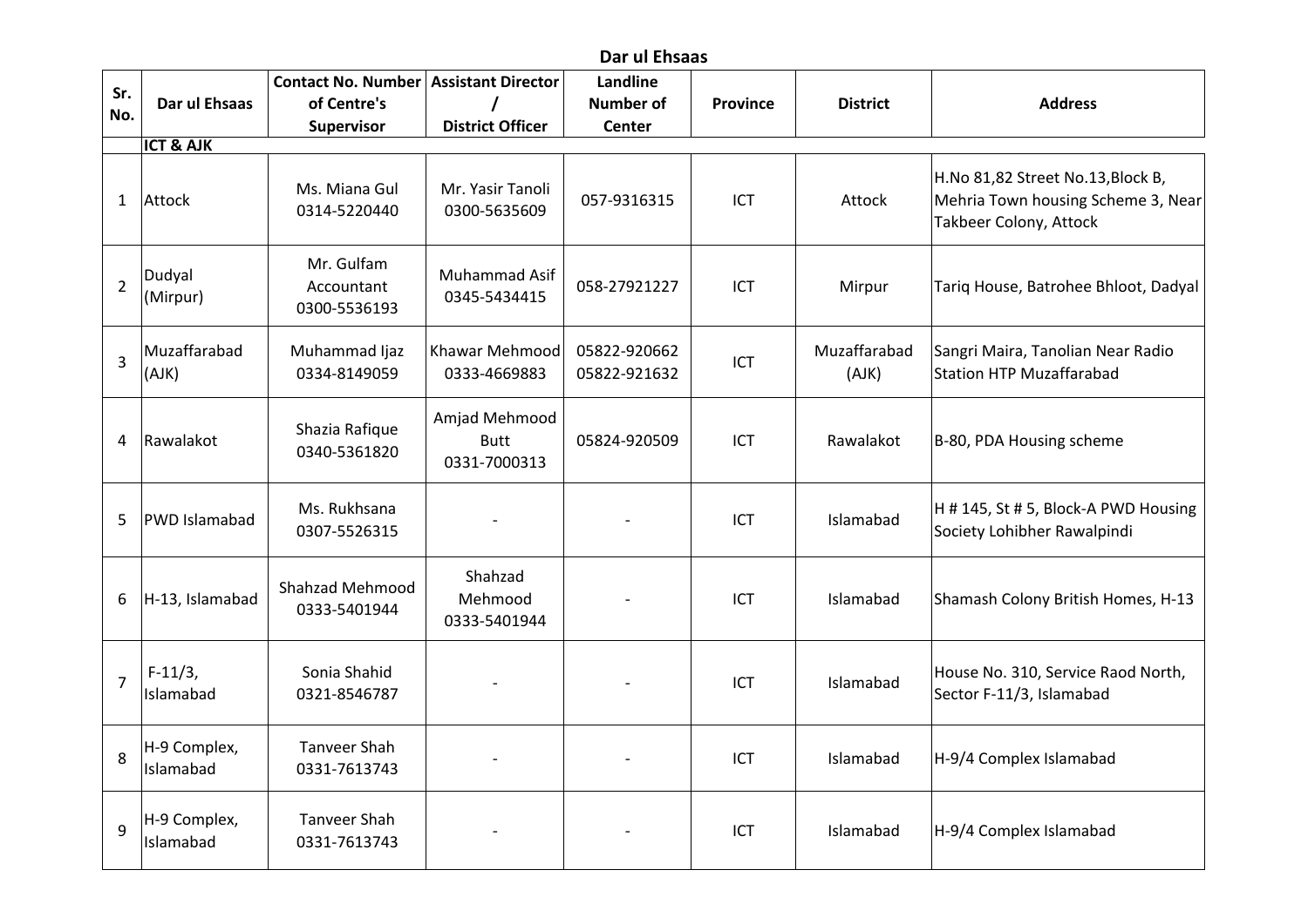# Dar ul Ehsaas

| Sr. No. | Dar ul Ehsaas | Contact No. Number of Centre's Supervisor | Assistant Director / District Officer | Landline Number of Center | Province | District | Address |
|---|---|---|---|---|---|---|---|
| | **ICT & AJK** | | | | | | |
| 1 | Attock | Ms. Miana Gul 0314-5220440 | Mr. Yasir Tanoli 0300-5635609 | 057-9316315 | ICT | Attock | H.No 81,82 Street No.13,Block B, Mehria Town housing Scheme 3, Near Takbeer Colony, Attock |
| 2 | Dudyal (Mirpur) | Mr. Gulfam Accountant 0300-5536193 | Muhammad Asif 0345-5434415 | 058-27921227 | ICT | Mirpur | Tariq House, Batrohee Bhloot, Dadyal |
| 3 | Muzaffarabad (AJK) | Muhammad Ijaz 0334-8149059 | Khawar Mehmood 0333-4669883 | 05822-920662 05822-921632 | ICT | Muzaffarabad (AJK) | Sangri Maira, Tanolian Near Radio Station HTP Muzaffarabad |
| 4 | Rawalakot | Shazia Rafique 0340-5361820 | Amjad Mehmood Butt 0331-7000313 | 05824-920509 | ICT | Rawalakot | B-80, PDA Housing scheme |
| 5 | PWD Islamabad | Ms. Rukhsana 0307-5526315 | - | - | ICT | Islamabad | H # 145, St # 5, Block-A PWD Housing Society Lohibher Rawalpindi |
| 6 | H-13, Islamabad | Shahzad Mehmood 0333-5401944 | Shahzad Mehmood 0333-5401944 | - | ICT | Islamabad | Shamash Colony British Homes, H-13 |
| 7 | F-11/3, Islamabad | Sonia Shahid 0321-8546787 | - | - | ICT | Islamabad | House No. 310, Service Raod North, Sector F-11/3, Islamabad |
| 8 | H-9 Complex, Islamabad | Tanveer Shah 0331-7613743 | - | - | ICT | Islamabad | H-9/4 Complex Islamabad |
| 9 | H-9 Complex, Islamabad | Tanveer Shah 0331-7613743 | - | - | ICT | Islamabad | H-9/4 Complex Islamabad |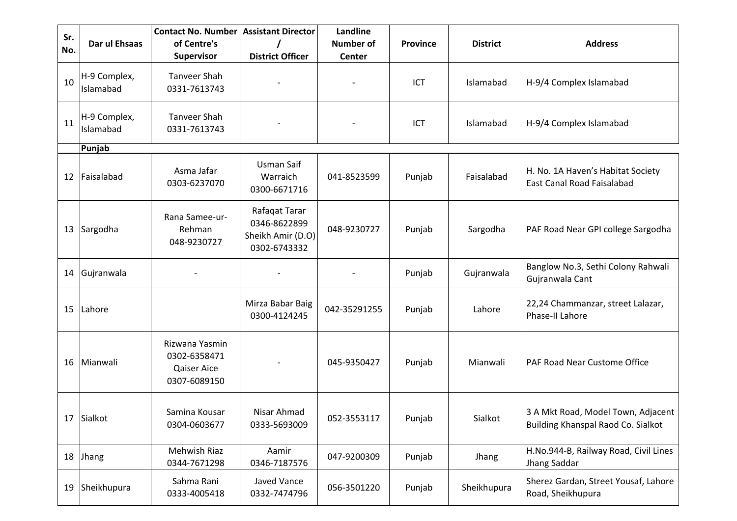| Sr. No. | Dar ul Ehsaas | Contact No. Number of Centre's Supervisor | Assistant Director / District Officer | Landline Number of Center | Province | District | Address |
|---|---|---|---|---|---|---|---|
| 10 | H-9 Complex, Islamabad | Tanveer Shah 0331-7613743 | - | - | ICT | Islamabad | H-9/4 Complex Islamabad |
| 11 | H-9 Complex, Islamabad | Tanveer Shah 0331-7613743 | - | - | ICT | Islamabad | H-9/4 Complex Islamabad |
| | **Punjab** | | | | | | |
| 12 | Faisalabad | Asma Jafar 0303-6237070 | Usman Saif Warraich 0300-6671716 | 041-8523599 | Punjab | Faisalabad | H. No. 1A Haven's Habitat Society East Canal Road Faisalabad |
| 13 | Sargodha | Rana Samee-ur-Rehman 048-9230727 | Rafaqat Tarar 0346-8622899 Sheikh Amir (D.O) 0302-6743332 | 048-9230727 | Punjab | Sargodha | PAF Road Near GPI college Sargodha |
| 14 | Gujranwala | - | - | - | Punjab | Gujranwala | Banglow No.3, Sethi Colony Rahwali Gujranwala Cant |
| 15 | Lahore | | Mirza Babar Baig 0300-4124245 | 042-35291255 | Punjab | Lahore | 22,24 Chammanzar, street Lalazar, Phase-II Lahore |
| 16 | Mianwali | Rizwana Yasmin 0302-6358471 Qaiser Aice 0307-6089150 | - | 045-9350427 | Punjab | Mianwali | PAF Road Near Custome Office |
| 17 | Sialkot | Samina Kousar 0304-0603677 | Nisar Ahmad 0333-5693009 | 052-3553117 | Punjab | Sialkot | 3 A Mkt Road, Model Town, Adjacent Building Khanspal Raod Co. Sialkot |
| 18 | Jhang | Mehwish Riaz 0344-7671298 | Aamir 0346-7187576 | 047-9200309 | Punjab | Jhang | H.No.944-B, Railway Road, Civil Lines Jhang Saddar |
| 19 | Sheikhupura | Sahma Rani 0333-4005418 | Javed Vance 0332-7474796 | 056-3501220 | Punjab | Sheikhupura | Sherez Gardan, Street Yousaf, Lahore Road, Sheikhupura |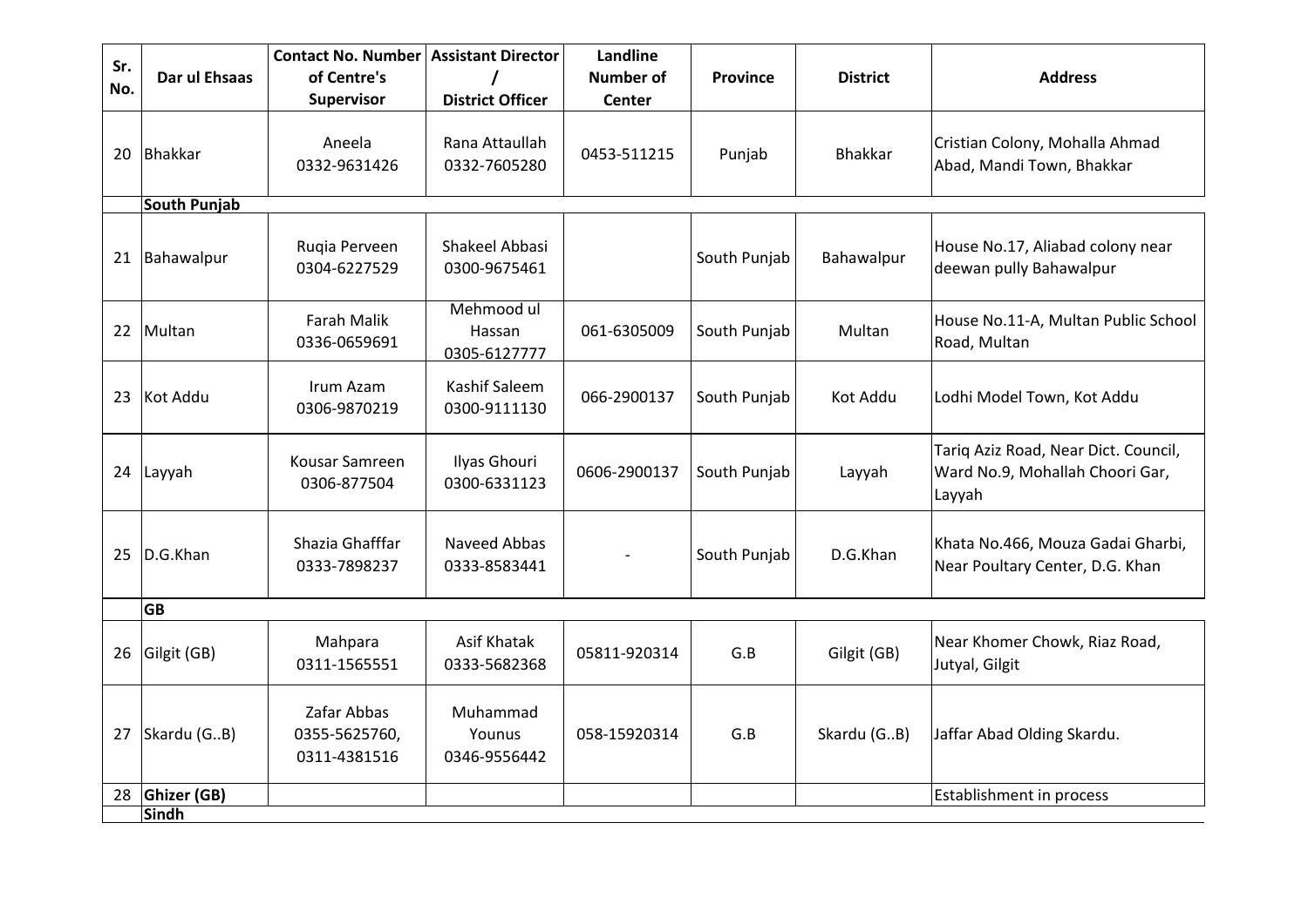| Sr. No. | Dar ul Ehsaas | Contact No. Number of Centre's Supervisor | Assistant Director / District Officer | Landline Number of Center | Province | District | Address |
|---|---|---|---|---|---|---|---|
| 20 | Bhakkar | Aneela 0332-9631426 | Rana Attaullah 0332-7605280 | 0453-511215 | Punjab | Bhakkar | Cristian Colony, Mohalla Ahmad Abad, Mandi Town, Bhakkar |
| | **South Punjab** | | | | | | |
| 21 | Bahawalpur | Ruqia Perveen 0304-6227529 | Shakeel Abbasi 0300-9675461 | | South Punjab | Bahawalpur | House No.17, Aliabad colony near deewan pully Bahawalpur |
| 22 | Multan | Farah Malik 0336-0659691 | Mehmood ul Hassan 0305-6127777 | 061-6305009 | South Punjab | Multan | House No.11-A, Multan Public School Road, Multan |
| 23 | Kot Addu | Irum Azam 0306-9870219 | Kashif Saleem 0300-9111130 | 066-2900137 | South Punjab | Kot Addu | Lodhi Model Town, Kot Addu |
| 24 | Layyah | Kousar Samreen 0306-877504 | Ilyas Ghouri 0300-6331123 | 0606-2900137 | South Punjab | Layyah | Tariq Aziz Road, Near Dict. Council, Ward No.9, Mohallah Choori Gar, Layyah |
| 25 | D.G.Khan | Shazia Ghafffar 0333-7898237 | Naveed Abbas 0333-8583441 | - | South Punjab | D.G.Khan | Khata No.466, Mouza Gadai Gharbi, Near Poultary Center, D.G. Khan |
| | **GB** | | | | | | |
| 26 | Gilgit (GB) | Mahpara 0311-1565551 | Asif Khatak 0333-5682368 | 05811-920314 | G.B | Gilgit (GB) | Near Khomer Chowk, Riaz Road, Jutyal, Gilgit |
| 27 | Skardu (G..B) | Zafar Abbas 0355-5625760, 0311-4381516 | Muhammad Younus 0346-9556442 | 058-15920314 | G.B | Skardu (G..B) | Jaffar Abad Olding Skardu. |
| 28 | **Ghizer (GB)** | | | | | | Establishment in process |
| | **Sindh** | | | | | | |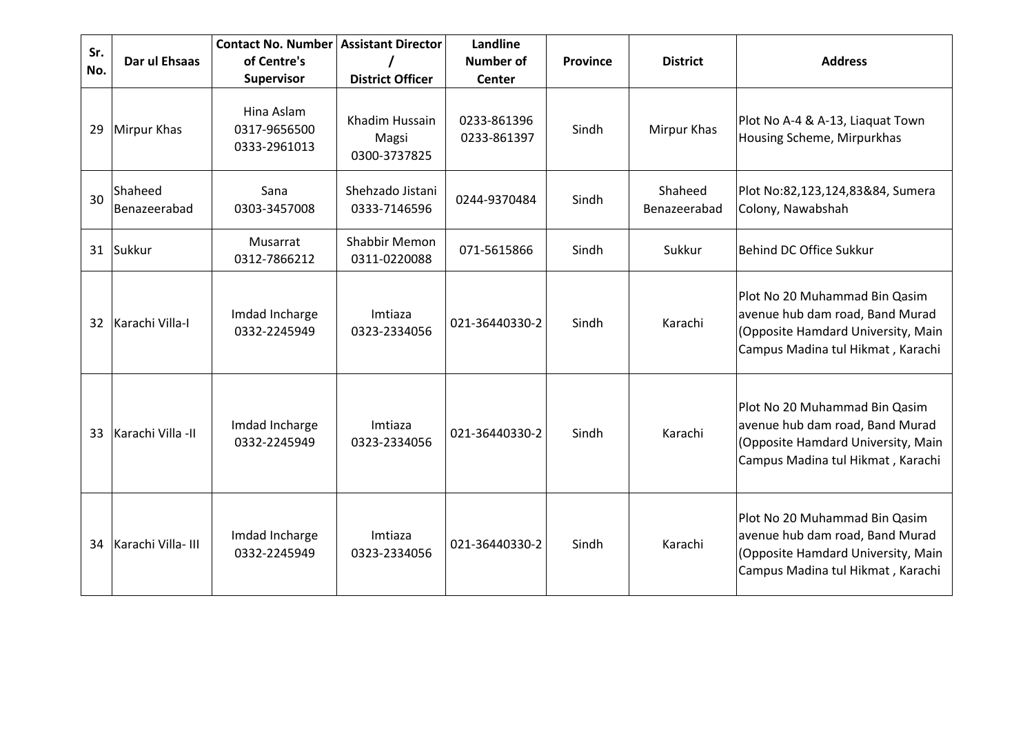| Sr. No. | Dar ul Ehsaas | Contact No. Number of Centre's Supervisor | Assistant Director / District Officer | Landline Number of Center | Province | District | Address |
|---|---|---|---|---|---|---|---|
| 29 | Mirpur Khas | Hina Aslam 0317-9656500 0333-2961013 | Khadim Hussain Magsi 0300-3737825 | 0233-861396 0233-861397 | Sindh | Mirpur Khas | Plot No A-4 & A-13, Liaquat Town Housing Scheme, Mirpurkhas |
| 30 | Shaheed Benazeerabad | Sana 0303-3457008 | Shehzado Jistani 0333-7146596 | 0244-9370484 | Sindh | Shaheed Benazeerabad | Plot No:82,123,124,83&84, Sumera Colony, Nawabshah |
| 31 | Sukkur | Musarrat 0312-7866212 | Shabbir Memon 0311-0220088 | 071-5615866 | Sindh | Sukkur | Behind DC Office Sukkur |
| 32 | Karachi Villa-I | Imdad Incharge 0332-2245949 | Imtiaza 0323-2334056 | 021-36440330-2 | Sindh | Karachi | Plot No 20 Muhammad Bin Qasim avenue hub dam road, Band Murad (Opposite Hamdard University, Main Campus Madina tul Hikmat , Karachi |
| 33 | Karachi Villa -II | Imdad Incharge 0332-2245949 | Imtiaza 0323-2334056 | 021-36440330-2 | Sindh | Karachi | Plot No 20 Muhammad Bin Qasim avenue hub dam road, Band Murad (Opposite Hamdard University, Main Campus Madina tul Hikmat , Karachi |
| 34 | Karachi Villa- III | Imdad Incharge 0332-2245949 | Imtiaza 0323-2334056 | 021-36440330-2 | Sindh | Karachi | Plot No 20 Muhammad Bin Qasim avenue hub dam road, Band Murad (Opposite Hamdard University, Main Campus Madina tul Hikmat , Karachi |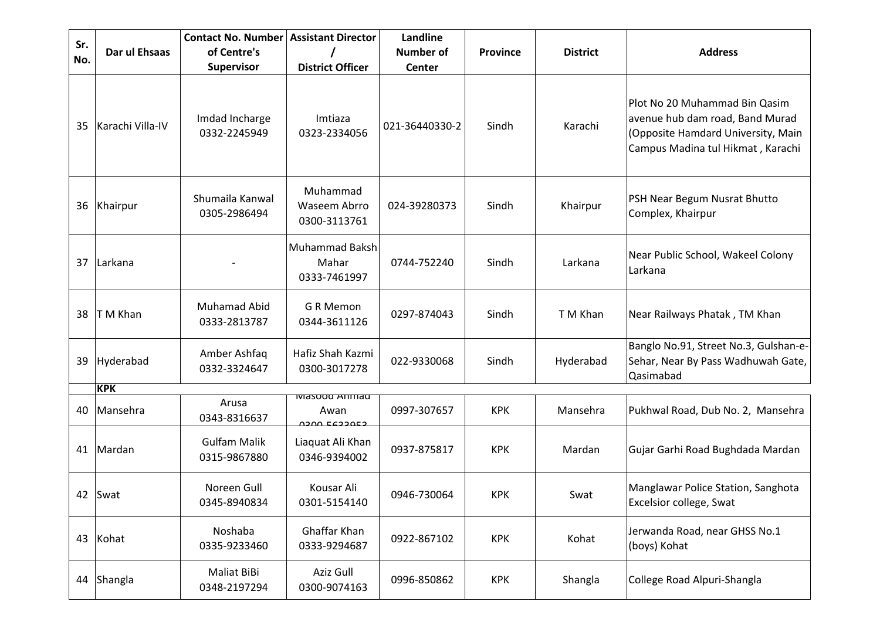| Sr. No. | Dar ul Ehsaas | Contact No. Number of Centre's Supervisor | Assistant Director / District Officer | Landline Number of Center | Province | District | Address |
|---|---|---|---|---|---|---|---|
| 35 | Karachi Villa-IV | Imdad Incharge 0332-2245949 | Imtiaza 0323-2334056 | 021-36440330-2 | Sindh | Karachi | Plot No 20 Muhammad Bin Qasim avenue hub dam road, Band Murad (Opposite Hamdard University, Main Campus Madina tul Hikmat , Karachi |
| 36 | Khairpur | Shumaila Kanwal 0305-2986494 | Muhammad Waseem Abrro 0300-3113761 | 024-39280373 | Sindh | Khairpur | PSH Near Begum Nusrat Bhutto Complex, Khairpur |
| 37 | Larkana | - | Muhammad Baksh Mahar 0333-7461997 | 0744-752240 | Sindh | Larkana | Near Public School, Wakeel Colony Larkana |
| 38 | T M Khan | Muhamad Abid 0333-2813787 | G R Memon 0344-3611126 | 0297-874043 | Sindh | T M Khan | Near Railways Phatak , TM Khan |
| 39 | Hyderabad | Amber Ashfaq 0332-3324647 | Hafiz Shah Kazmi 0300-3017278 | 022-9330068 | Sindh | Hyderabad | Banglo No.91, Street No.3, Gulshan-e-Sehar, Near By Pass Wadhuwah Gate, Qasimabad |
| | **KPK** | | | | | | |
| 40 | Mansehra | Arusa 0343-8316637 | Masood Ahmad Awan 0300-5633953 | 0997-307657 | KPK | Mansehra | Pukhwal Road, Dub No. 2, Mansehra |
| 41 | Mardan | Gulfam Malik 0315-9867880 | Liaquat Ali Khan 0346-9394002 | 0937-875817 | KPK | Mardan | Gujar Garhi Road Bughdada Mardan |
| 42 | Swat | Noreen Gull 0345-8940834 | Kousar Ali 0301-5154140 | 0946-730064 | KPK | Swat | Manglawar Police Station, Sanghota Excelsior college, Swat |
| 43 | Kohat | Noshaba 0335-9233460 | Ghaffar Khan 0333-9294687 | 0922-867102 | KPK | Kohat | Jerwanda Road, near GHSS No.1 (boys) Kohat |
| 44 | Shangla | Maliat BiBi 0348-2197294 | Aziz Gull 0300-9074163 | 0996-850862 | KPK | Shangla | College Road Alpuri-Shangla |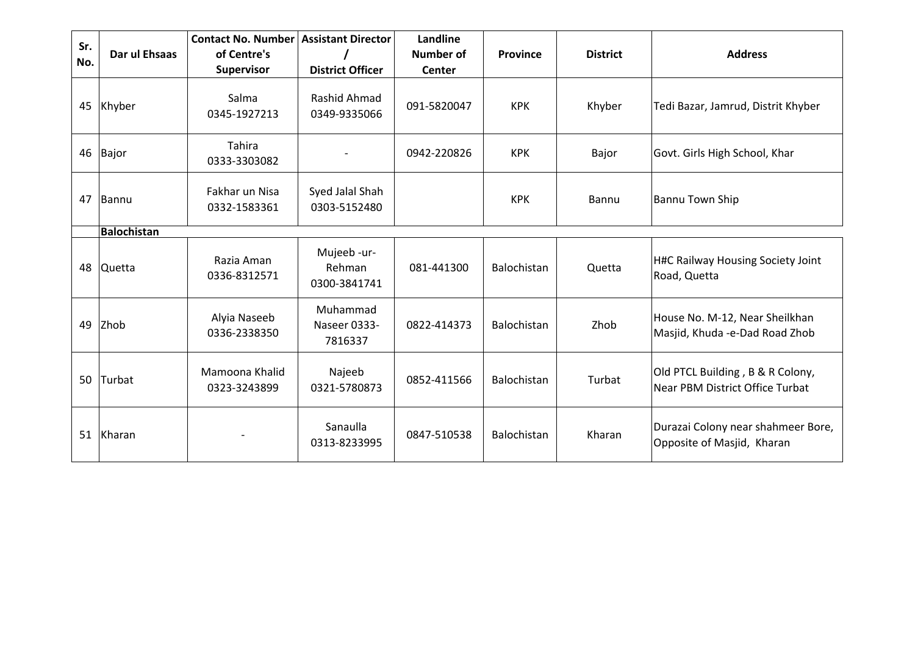| Sr. No. | Dar ul Ehsaas | Contact No. Number of Centre's Supervisor | Assistant Director / District Officer | Landline Number of Center | Province | District | Address |
|---|---|---|---|---|---|---|---|
| 45 | Khyber | Salma 0345-1927213 | Rashid Ahmad 0349-9335066 | 091-5820047 | KPK | Khyber | Tedi Bazar, Jamrud, Distrit Khyber |
| 46 | Bajor | Tahira 0333-3303082 | - | 0942-220826 | KPK | Bajor | Govt. Girls High School, Khar |
| 47 | Bannu | Fakhar un Nisa 0332-1583361 | Syed Jalal Shah 0303-5152480 | | KPK | Bannu | Bannu Town Ship |
| | **Balochistan** | | | | | | |
| 48 | Quetta | Razia Aman 0336-8312571 | Mujeeb -ur-Rehman 0300-3841741 | 081-441300 | Balochistan | Quetta | H#C Railway Housing Society Joint Road, Quetta |
| 49 | Zhob | Alyia Naseeb 0336-2338350 | Muhammad Naseer 0333-7816337 | 0822-414373 | Balochistan | Zhob | House No. M-12, Near Sheilkhan Masjid, Khuda -e-Dad Road Zhob |
| 50 | Turbat | Mamoona Khalid 0323-3243899 | Najeeb 0321-5780873 | 0852-411566 | Balochistan | Turbat | Old PTCL Building , B & R Colony, Near PBM District Office Turbat |
| 51 | Kharan | - | Sanaulla 0313-8233995 | 0847-510538 | Balochistan | Kharan | Durazai Colony near shahmeer Bore, Opposite of Masjid, Kharan |